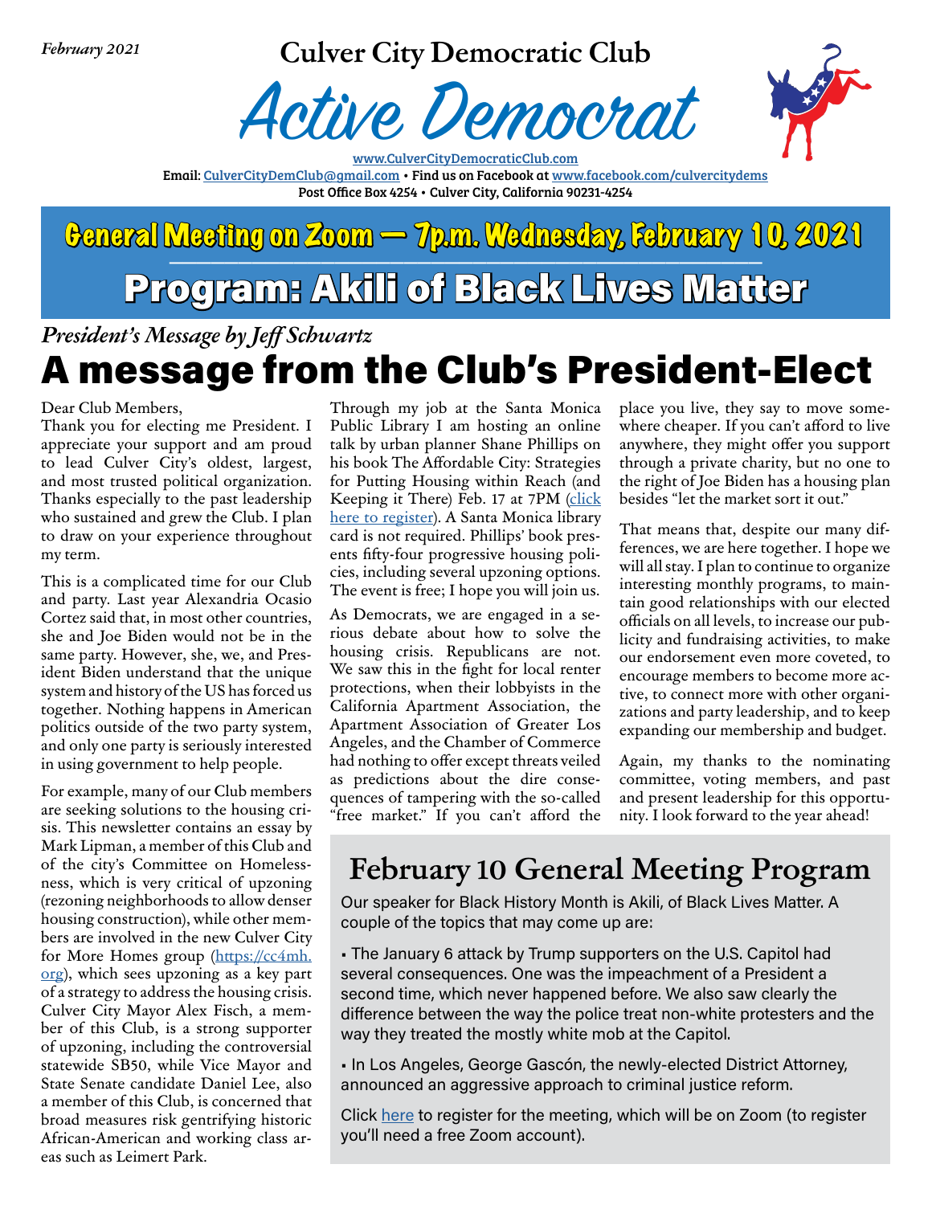*February 2021*

**Culver City Democratic Club**

# Active Democrat

[www.CulverCityDemocraticClub.com](www.CulverCityDemocraticClub.com)
Email: [CulverCityDemClub@gmail.com](mailto:CulverCityDemClub@gmail.com) • Find us on Facebook at [www.facebook.com/culvercitydems](www.facebook.com/culvercitydems)
Post Office Box 4254 • Culver City, California 90231-4254

## General Meeting on Zoom — 7p.m. Wednesday, February 10, 2021

## Program: Akili of Black Lives Matter

*President's Message by Jeff Schwartz*

# A message from the Club's President-Elect

Dear Club Members,

Thank you for electing me President. I appreciate your support and am proud to lead Culver City's oldest, largest, and most trusted political organization. Thanks especially to the past leadership who sustained and grew the Club. I plan to draw on your experience throughout my term.

This is a complicated time for our Club and party. Last year Alexandria Ocasio Cortez said that, in most other countries, she and Joe Biden would not be in the same party. However, she, we, and President Biden understand that the unique system and history of the US has forced us together. Nothing happens in American politics outside of the two party system, and only one party is seriously interested in using government to help people.

For example, many of our Club members are seeking solutions to the housing crisis. This newsletter contains an essay by Mark Lipman, a member of this Club and of the city's Committee on Homelessness, which is very critical of upzoning (rezoning neighborhoods to allow denser housing construction), while other members are involved in the new Culver City for More Homes group ([https://cc4mh.org](https://cc4mh.org)), which sees upzoning as a key part of a strategy to address the housing crisis. Culver City Mayor Alex Fisch, a member of this Club, is a strong supporter of upzoning, including the controversial statewide SB50, while Vice Mayor and State Senate candidate Daniel Lee, also a member of this Club, is concerned that broad measures risk gentrifying historic African-American and working class areas such as Leimert Park.

Through my job at the Santa Monica Public Library I am hosting an online talk by urban planner Shane Phillips on his book The Affordable City: Strategies for Putting Housing within Reach (and Keeping it There) Feb. 17 at 7PM (click here to register). A Santa Monica library card is not required. Phillips' book presents fifty-four progressive housing policies, including several upzoning options. The event is free; I hope you will join us.

As Democrats, we are engaged in a serious debate about how to solve the housing crisis. Republicans are not. We saw this in the fight for local renter protections, when their lobbyists in the California Apartment Association, the Apartment Association of Greater Los Angeles, and the Chamber of Commerce had nothing to offer except threats veiled as predictions about the dire consequences of tampering with the so-called "free market." If you can't afford the place you live, they say to move somewhere cheaper. If you can't afford to live anywhere, they might offer you support through a private charity, but no one to the right of Joe Biden has a housing plan besides "let the market sort it out."

That means that, despite our many differences, we are here together. I hope we will all stay. I plan to continue to organize interesting monthly programs, to maintain good relationships with our elected officials on all levels, to increase our publicity and fundraising activities, to make our endorsement even more coveted, to encourage members to become more active, to connect more with other organizations and party leadership, and to keep expanding our membership and budget.

Again, my thanks to the nominating committee, voting members, and past and present leadership for this opportunity. I look forward to the year ahead!

## February 10 General Meeting Program

Our speaker for Black History Month is Akili, of Black Lives Matter. A couple of the topics that may come up are:

- The January 6 attack by Trump supporters on the U.S. Capitol had several consequences. One was the impeachment of a President a second time, which never happened before. We also saw clearly the difference between the way the police treat non-white protesters and the way they treated the mostly white mob at the Capitol.
- In Los Angeles, George Gascón, the newly-elected District Attorney, announced an aggressive approach to criminal justice reform.

Click here to register for the meeting, which will be on Zoom (to register you'll need a free Zoom account).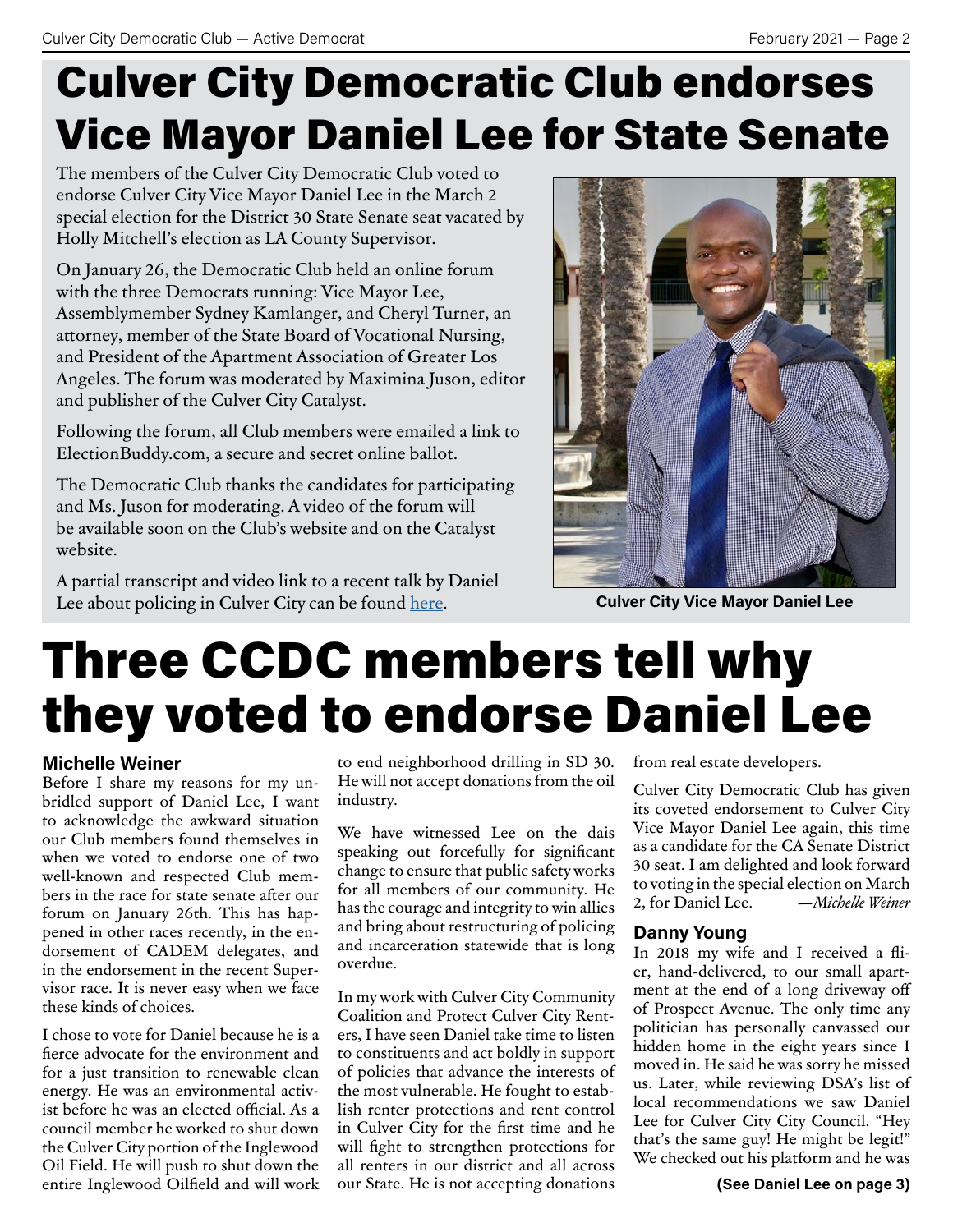# Culver City Democratic Club endorses Vice Mayor Daniel Lee for State Senate

The members of the Culver City Democratic Club voted to endorse Culver City Vice Mayor Daniel Lee in the March 2 special election for the District 30 State Senate seat vacated by Holly Mitchell's election as LA County Supervisor.

On January 26, the Democratic Club held an online forum with the three Democrats running: Vice Mayor Lee, Assemblymember Sydney Kamlanger, and Cheryl Turner, an attorney, member of the State Board of Vocational Nursing, and President of the Apartment Association of Greater Los Angeles. The forum was moderated by Maximina Juson, editor and publisher of the Culver City Catalyst.

Following the forum, all Club members were emailed a link to ElectionBuddy.com, a secure and secret online ballot.

The Democratic Club thanks the candidates for participating and Ms. Juson for moderating. A video of the forum will be available soon on the Club's website and on the Catalyst website.

A partial transcript and video link to a recent talk by Daniel Lee about policing in Culver City can be found [here](here).

**Culver City Vice Mayor Daniel Lee**

# Three CCDC members tell why they voted to endorse Daniel Lee

### Michelle Weiner

Before I share my reasons for my unbridled support of Daniel Lee, I want to acknowledge the awkward situation our Club members found themselves in when we voted to endorse one of two well-known and respected Club members in the race for state senate after our forum on January 26th. This has happened in other races recently, in the endorsement of CADEM delegates, and in the endorsement in the recent Supervisor race. It is never easy when we face these kinds of choices.

I chose to vote for Daniel because he is a fierce advocate for the environment and for a just transition to renewable clean energy. He was an environmental activist before he was an elected official. As a council member he worked to shut down the Culver City portion of the Inglewood Oil Field. He will push to shut down the entire Inglewood Oilfield and will work to end neighborhood drilling in SD 30. He will not accept donations from the oil industry.

We have witnessed Lee on the dais speaking out forcefully for significant change to ensure that public safety works for all members of our community. He has the courage and integrity to win allies and bring about restructuring of policing and incarceration statewide that is long overdue.

In my work with Culver City Community Coalition and Protect Culver City Renters, I have seen Daniel take time to listen to constituents and act boldly in support of policies that advance the interests of the most vulnerable. He fought to establish renter protections and rent control in Culver City for the first time and he will fight to strengthen protections for all renters in our district and all across our State. He is not accepting donations from real estate developers.

Culver City Democratic Club has given its coveted endorsement to Culver City Vice Mayor Daniel Lee again, this time as a candidate for the CA Senate District 30 seat. I am delighted and look forward to voting in the special election on March 2, for Daniel Lee. *—Michelle Weiner*

### Danny Young

In 2018 my wife and I received a flier, hand-delivered, to our small apartment at the end of a long driveway off of Prospect Avenue. The only time any politician has personally canvassed our hidden home in the eight years since I moved in. He said he was sorry he missed us. Later, while reviewing DSA's list of local recommendations we saw Daniel Lee for Culver City City Council. "Hey that's the same guy! He might be legit!" We checked out his platform and he was

**(See Daniel Lee on page 3)**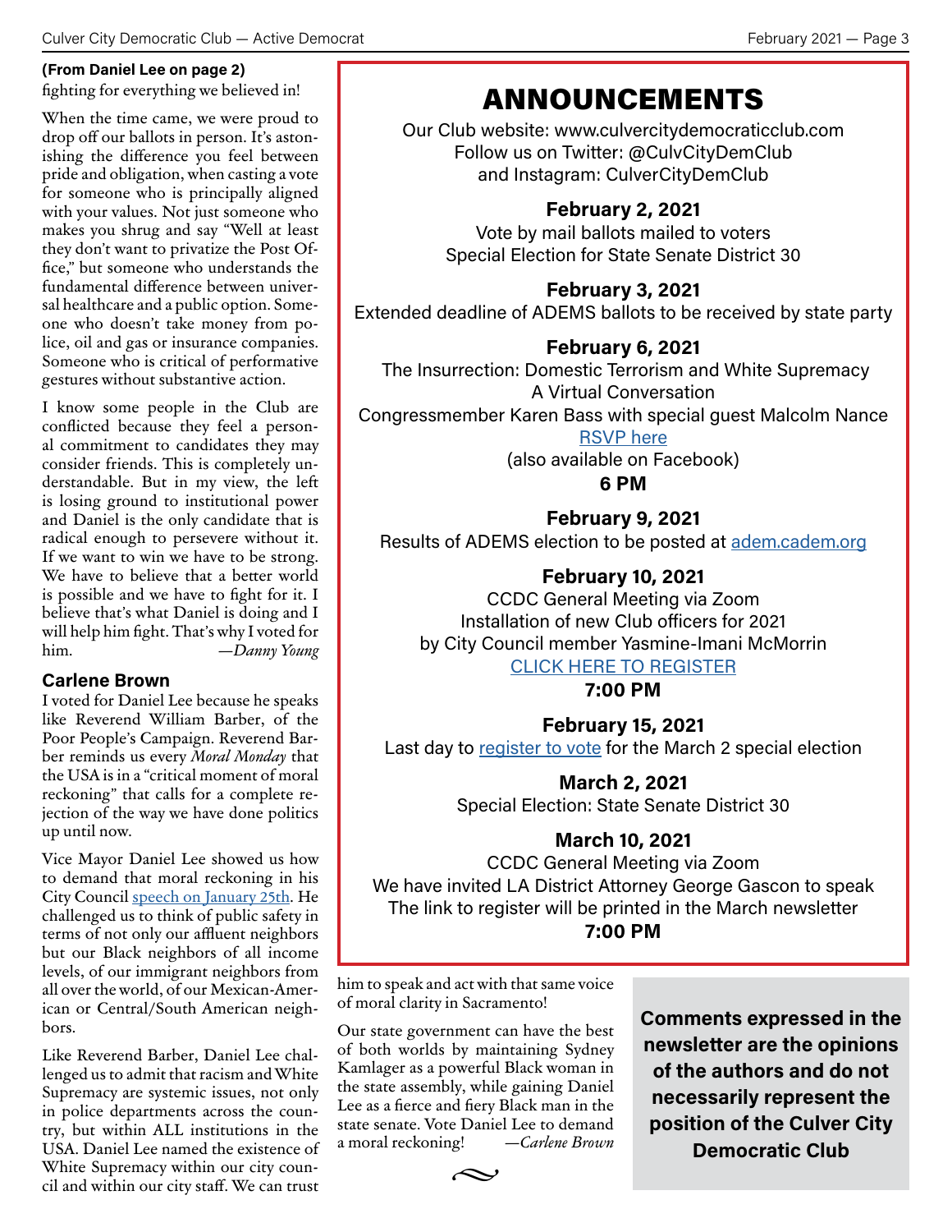**(From Daniel Lee on page 2)**
fighting for everything we believed in!

When the time came, we were proud to drop off our ballots in person. It's astonishing the difference you feel between pride and obligation, when casting a vote for someone who is principally aligned with your values. Not just someone who makes you shrug and say "Well at least they don't want to privatize the Post Office," but someone who understands the fundamental difference between universal healthcare and a public option. Someone who doesn't take money from police, oil and gas or insurance companies. Someone who is critical of performative gestures without substantive action.

I know some people in the Club are conflicted because they feel a personal commitment to candidates they may consider friends. This is completely understandable. But in my view, the left is losing ground to institutional power and Daniel is the only candidate that is radical enough to persevere without it. If we want to win we have to be strong. We have to believe that a better world is possible and we have to fight for it. I believe that's what Daniel is doing and I will help him fight. That's why I voted for him. —*Danny Young*

### Carlene Brown

I voted for Daniel Lee because he speaks like Reverend William Barber, of the Poor People's Campaign. Reverend Barber reminds us every *Moral Monday* that the USA is in a "critical moment of moral reckoning" that calls for a complete rejection of the way we have done politics up until now.

Vice Mayor Daniel Lee showed us how to demand that moral reckoning in his City Council speech on January 25th. He challenged us to think of public safety in terms of not only our affluent neighbors but our Black neighbors of all income levels, of our immigrant neighbors from all over the world, of our Mexican-American or Central/South American neighbors.

Like Reverend Barber, Daniel Lee challenged us to admit that racism and White Supremacy are systemic issues, not only in police departments across the country, but within ALL institutions in the USA. Daniel Lee named the existence of White Supremacy within our city council and within our city staff. We can trust him to speak and act with that same voice of moral clarity in Sacramento!

Our state government can have the best of both worlds by maintaining Sydney Kamlager as a powerful Black woman in the state assembly, while gaining Daniel Lee as a fierce and fiery Black man in the state senate. Vote Daniel Lee to demand a moral reckoning! —*Carlene Brown*

# ANNOUNCEMENTS

Our Club website: www.culvercitydemocraticclub.com
Follow us on Twitter: @CulvCityDemClub
and Instagram: CulverCityDemClub

**February 2, 2021**
Vote by mail ballots mailed to voters
Special Election for State Senate District 30

**February 3, 2021**
Extended deadline of ADEMS ballots to be received by state party

**February 6, 2021**
The Insurrection: Domestic Terrorism and White Supremacy
A Virtual Conversation
Congressmember Karen Bass with special guest Malcolm Nance
RSVP here
(also available on Facebook)
**6 PM**

**February 9, 2021**
Results of ADEMS election to be posted at adem.cadem.org

**February 10, 2021**
CCDC General Meeting via Zoom
Installation of new Club officers for 2021
by City Council member Yasmine-Imani McMorrin
CLICK HERE TO REGISTER
**7:00 PM**

**February 15, 2021**
Last day to register to vote for the March 2 special election

**March 2, 2021**
Special Election: State Senate District 30

**March 10, 2021**
CCDC General Meeting via Zoom
We have invited LA District Attorney George Gascon to speak
The link to register will be printed in the March newsletter
**7:00 PM**

**Comments expressed in the newsletter are the opinions of the authors and do not necessarily represent the position of the Culver City Democratic Club**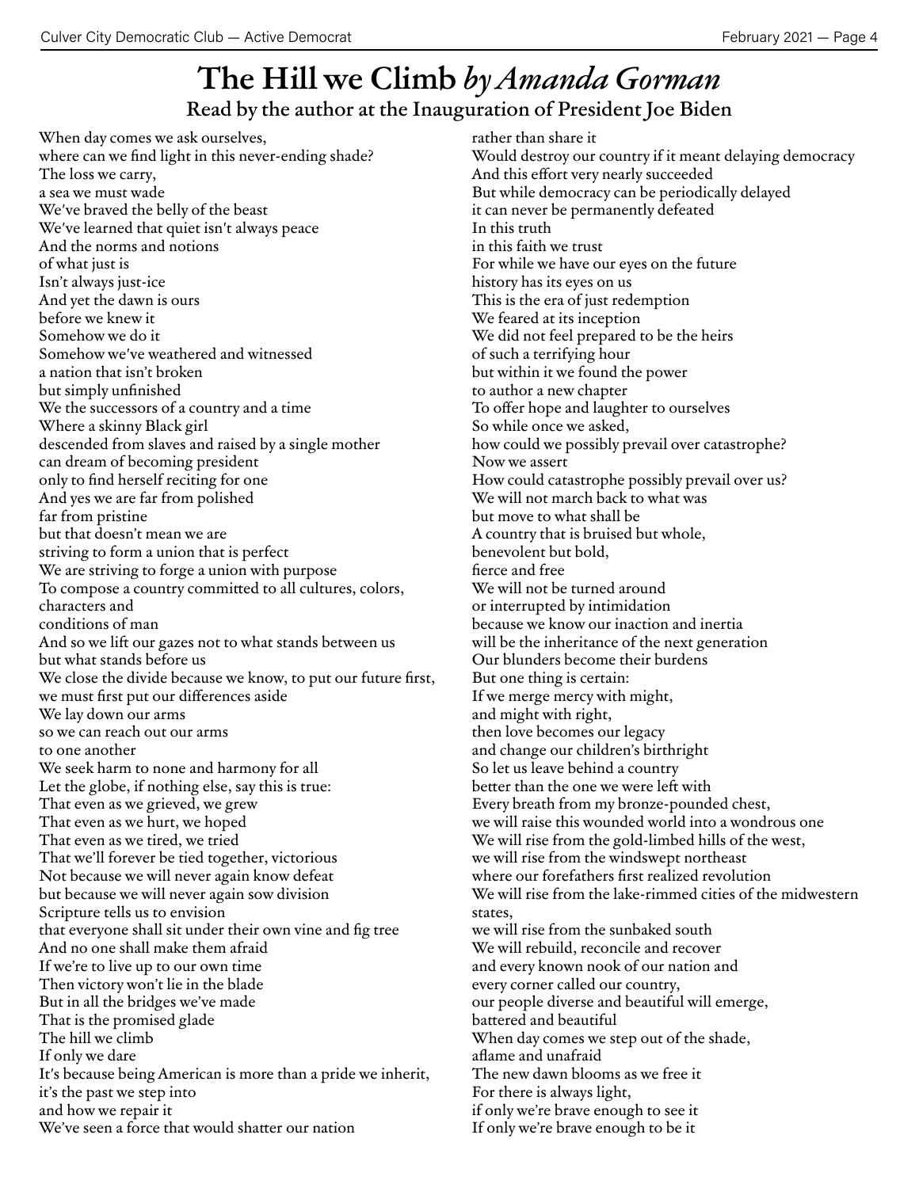# The Hill we Climb *by Amanda Gorman*

## Read by the author at the Inauguration of President Joe Biden

When day comes we ask ourselves,  
where can we find light in this never-ending shade?  
The loss we carry,  
a sea we must wade  
We've braved the belly of the beast  
We've learned that quiet isn't always peace  
And the norms and notions  
of what just is  
Isn't always just-ice  
And yet the dawn is ours  
before we knew it  
Somehow we do it  
Somehow we've weathered and witnessed  
a nation that isn't broken  
but simply unfinished  
We the successors of a country and a time  
Where a skinny Black girl  
descended from slaves and raised by a single mother  
can dream of becoming president  
only to find herself reciting for one  
And yes we are far from polished  
far from pristine  
but that doesn't mean we are  
striving to form a union that is perfect  
We are striving to forge a union with purpose  
To compose a country committed to all cultures, colors, characters and  
conditions of man  
And so we lift our gazes not to what stands between us  
but what stands before us  
We close the divide because we know, to put our future first,  
we must first put our differences aside  
We lay down our arms  
so we can reach out our arms  
to one another  
We seek harm to none and harmony for all  
Let the globe, if nothing else, say this is true:  
That even as we grieved, we grew  
That even as we hurt, we hoped  
That even as we tired, we tried  
That we'll forever be tied together, victorious  
Not because we will never again know defeat  
but because we will never again sow division  
Scripture tells us to envision  
that everyone shall sit under their own vine and fig tree  
And no one shall make them afraid  
If we're to live up to our own time  
Then victory won't lie in the blade  
But in all the bridges we've made  
That is the promised glade  
The hill we climb  
If only we dare  
It's because being American is more than a pride we inherit,  
it's the past we step into  
and how we repair it  
We've seen a force that would shatter our nation  
rather than share it  
Would destroy our country if it meant delaying democracy  
And this effort very nearly succeeded  
But while democracy can be periodically delayed  
it can never be permanently defeated  
In this truth  
in this faith we trust  
For while we have our eyes on the future  
history has its eyes on us  
This is the era of just redemption  
We feared at its inception  
We did not feel prepared to be the heirs  
of such a terrifying hour  
but within it we found the power  
to author a new chapter  
To offer hope and laughter to ourselves  
So while once we asked,  
how could we possibly prevail over catastrophe?  
Now we assert  
How could catastrophe possibly prevail over us?  
We will not march back to what was  
but move to what shall be  
A country that is bruised but whole,  
benevolent but bold,  
fierce and free  
We will not be turned around  
or interrupted by intimidation  
because we know our inaction and inertia  
will be the inheritance of the next generation  
Our blunders become their burdens  
But one thing is certain:  
If we merge mercy with might,  
and might with right,  
then love becomes our legacy  
and change our children's birthright  
So let us leave behind a country  
better than the one we were left with  
Every breath from my bronze-pounded chest,  
we will raise this wounded world into a wondrous one  
We will rise from the gold-limbed hills of the west,  
we will rise from the windswept northeast  
where our forefathers first realized revolution  
We will rise from the lake-rimmed cities of the midwestern states,  
we will rise from the sunbaked south  
We will rebuild, reconcile and recover  
and every known nook of our nation and  
every corner called our country,  
our people diverse and beautiful will emerge,  
battered and beautiful  
When day comes we step out of the shade,  
aflame and unafraid  
The new dawn blooms as we free it  
For there is always light,  
if only we're brave enough to see it  
If only we're brave enough to be it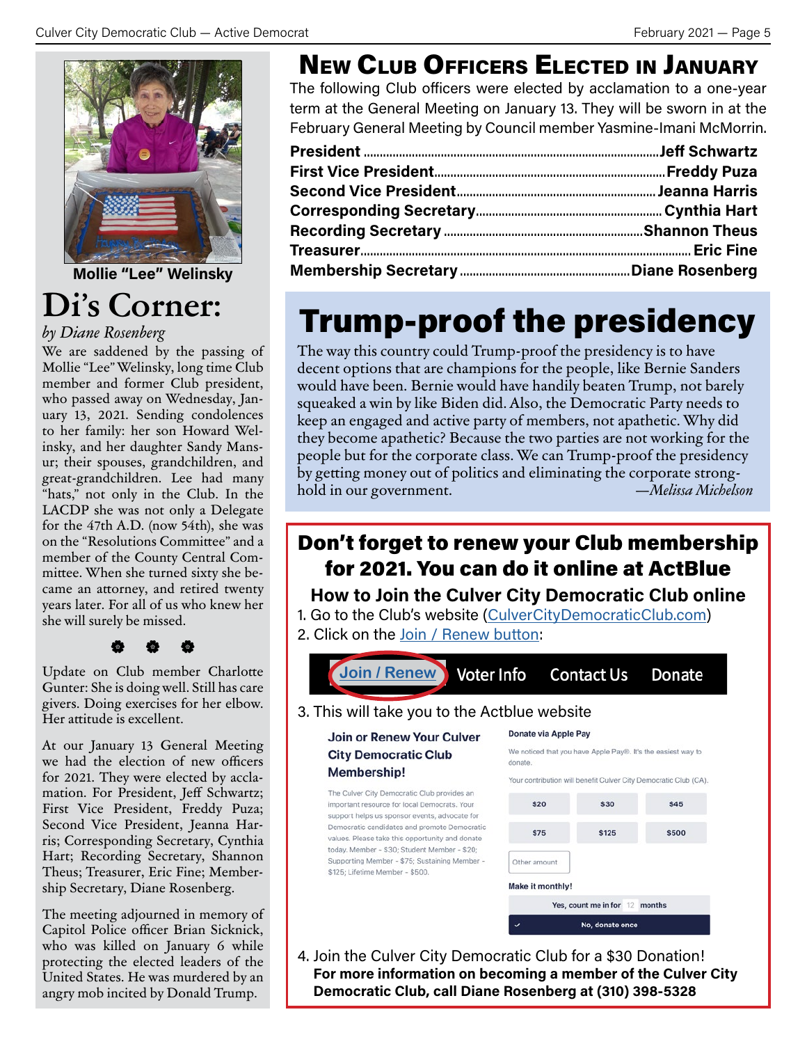Mollie "Lee" Welinsky

# Di's Corner:

*by Diane Rosenberg*

We are saddened by the passing of Mollie "Lee" Welinsky, long time Club member and former Club president, who passed away on Wednesday, January 13, 2021. Sending condolences to her family: her son Howard Welinsky, and her daughter Sandy Mansur; their spouses, grandchildren, and great-grandchildren. Lee had many "hats," not only in the Club. In the LACDP she was not only a Delegate for the 47th A.D. (now 54th), she was on the "Resolutions Committee" and a member of the County Central Committee. When she turned sixty she became an attorney, and retired twenty years later. For all of us who knew her she will surely be missed.

❁ ❁ ❁

Update on Club member Charlotte Gunter: She is doing well. Still has care givers. Doing exercises for her elbow. Her attitude is excellent.

At our January 13 General Meeting we had the election of new officers for 2021. They were elected by acclamation. For President, Jeff Schwartz; First Vice President, Freddy Puza; Second Vice President, Jeanna Harris; Corresponding Secretary, Cynthia Hart; Recording Secretary, Shannon Theus; Treasurer, Eric Fine; Membership Secretary, Diane Rosenberg.

The meeting adjourned in memory of Capitol Police officer Brian Sicknick, who was killed on January 6 while protecting the elected leaders of the United States. He was murdered by an angry mob incited by Donald Trump.

# New Club Officers Elected in January

The following Club officers were elected by acclamation to a one-year term at the General Meeting on January 13. They will be sworn in at the February General Meeting by Council member Yasmine-Imani McMorrin.

**President** ........ **Jeff Schwartz**
**First Vice President** ........ **Freddy Puza**
**Second Vice President** ........ **Jeanna Harris**
**Corresponding Secretary** ........ **Cynthia Hart**
**Recording Secretary** ........ **Shannon Theus**
**Treasurer** ........ **Eric Fine**
**Membership Secretary** ........ **Diane Rosenberg**

# Trump-proof the presidency

The way this country could Trump-proof the presidency is to have decent options that are champions for the people, like Bernie Sanders would have been. Bernie would have handily beaten Trump, not barely squeaked a win by like Biden did. Also, the Democratic Party needs to keep an engaged and active party of members, not apathetic. Why did they become apathetic? Because the two parties are not working for the people but for the corporate class. We can Trump-proof the presidency by getting money out of politics and eliminating the corporate stronghold in our government. *—Melissa Michelson*

## Don't forget to renew your Club membership for 2021. You can do it online at ActBlue

### How to Join the Culver City Democratic Club online

1. Go to the Club's website (CulverCityDemocraticClub.com)
2. Click on the Join / Renew button:

Join / Renew | Voter Info | Contact Us | Donate

3. This will take you to the Actblue website

**Join or Renew Your Culver City Democratic Club Membership!**

The Culver City Democratic Club provides an important resource for local Democrats. Your support helps us sponsor events, advocate for Democratic candidates and promote Democratic values. Please take this opportunity and donate today. Member - $30; Student Member - $20; Supporting Member - $75; Sustaining Member - $125; Lifetime Member - $500.

**Donate via Apple Pay**

We noticed that you have Apple Pay®. It's the easiest way to donate.

Your contribution will benefit Culver City Democratic Club (CA).

| $20 | $30 | $45 |
|---|---|---|
| $75 | $125 | $500 |

Other amount

**Make it monthly!**

Yes, count me in for 12 months

No, donate once

4. Join the Culver City Democratic Club for a $30 Donation!

**For more information on becoming a member of the Culver City Democratic Club, call Diane Rosenberg at (310) 398-5328**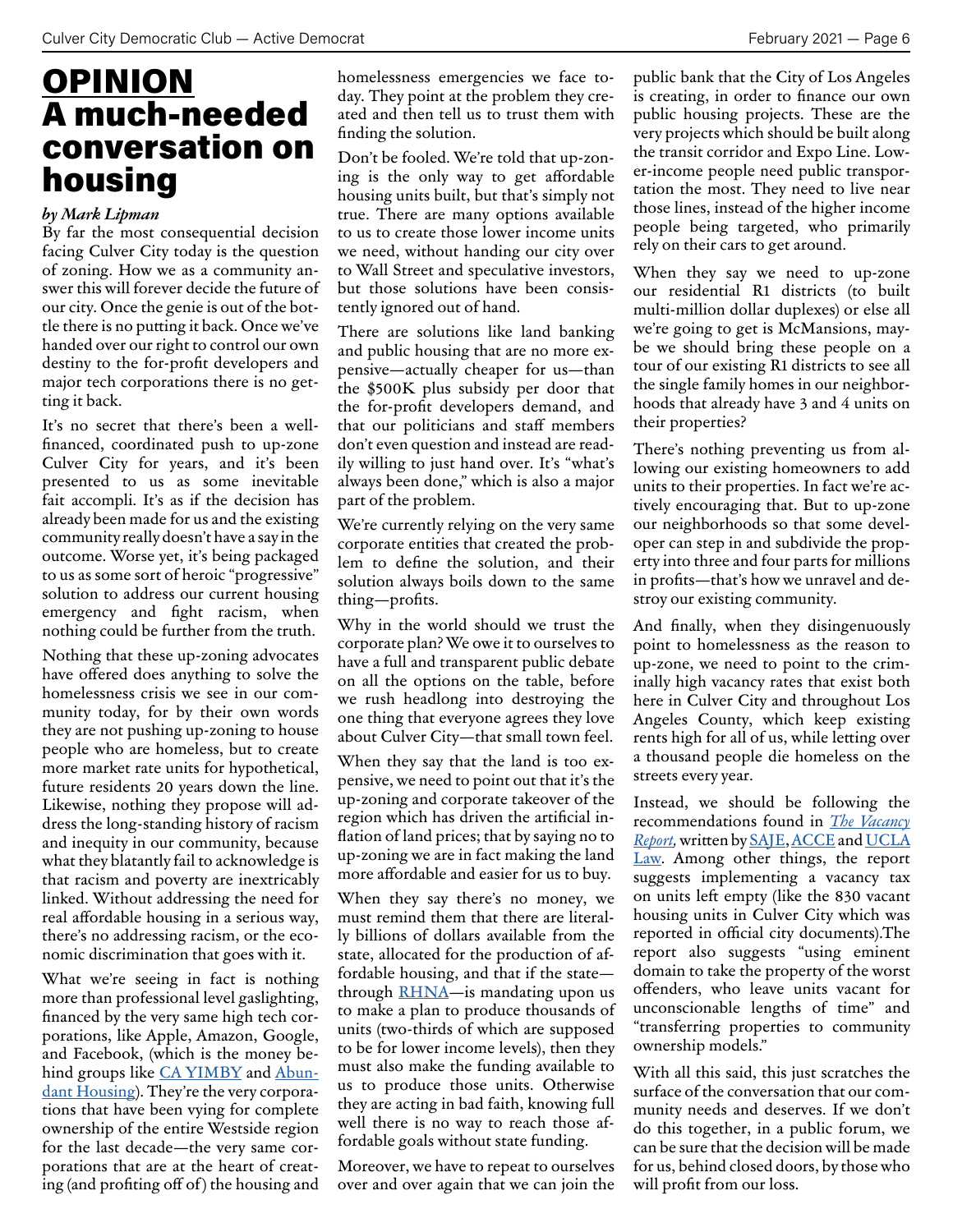# OPINION
# A much-needed conversation on housing

*by Mark Lipman*

By far the most consequential decision facing Culver City today is the question of zoning. How we as a community answer this will forever decide the future of our city. Once the genie is out of the bottle there is no putting it back. Once we've handed over our right to control our own destiny to the for-profit developers and major tech corporations there is no getting it back.

It's no secret that there's been a well-financed, coordinated push to up-zone Culver City for years, and it's been presented to us as some inevitable fait accompli. It's as if the decision has already been made for us and the existing community really doesn't have a say in the outcome. Worse yet, it's being packaged to us as some sort of heroic "progressive" solution to address our current housing emergency and fight racism, when nothing could be further from the truth.

Nothing that these up-zoning advocates have offered does anything to solve the homelessness crisis we see in our community today, for by their own words they are not pushing up-zoning to house people who are homeless, but to create more market rate units for hypothetical, future residents 20 years down the line. Likewise, nothing they propose will address the long-standing history of racism and inequity in our community, because what they blatantly fail to acknowledge is that racism and poverty are inextricably linked. Without addressing the need for real affordable housing in a serious way, there's no addressing racism, or the economic discrimination that goes with it.

What we're seeing in fact is nothing more than professional level gaslighting, financed by the very same high tech corporations, like Apple, Amazon, Google, and Facebook, (which is the money behind groups like CA YIMBY and Abundant Housing). They're the very corporations that have been vying for complete ownership of the entire Westside region for the last decade—the very same corporations that are at the heart of creating (and profiting off of) the housing and homelessness emergencies we face today. They point at the problem they created and then tell us to trust them with finding the solution.

Don't be fooled. We're told that up-zoning is the only way to get affordable housing units built, but that's simply not true. There are many options available to us to create those lower income units we need, without handing our city over to Wall Street and speculative investors, but those solutions have been consistently ignored out of hand.

There are solutions like land banking and public housing that are no more expensive—actually cheaper for us—than the $500K plus subsidy per door that the for-profit developers demand, and that our politicians and staff members don't even question and instead are readily willing to just hand over. It's "what's always been done," which is also a major part of the problem.

We're currently relying on the very same corporate entities that created the problem to define the solution, and their solution always boils down to the same thing—profits.

Why in the world should we trust the corporate plan? We owe it to ourselves to have a full and transparent public debate on all the options on the table, before we rush headlong into destroying the one thing that everyone agrees they love about Culver City—that small town feel.

When they say that the land is too expensive, we need to point out that it's the up-zoning and corporate takeover of the region which has driven the artificial inflation of land prices; that by saying no to up-zoning we are in fact making the land more affordable and easier for us to buy.

When they say there's no money, we must remind them that there are literally billions of dollars available from the state, allocated for the production of affordable housing, and that if the state—through RHNA—is mandating upon us to make a plan to produce thousands of units (two-thirds of which are supposed to be for lower income levels), then they must also make the funding available to us to produce those units. Otherwise they are acting in bad faith, knowing full well there is no way to reach those affordable goals without state funding.

Moreover, we have to repeat to ourselves over and over again that we can join the public bank that the City of Los Angeles is creating, in order to finance our own public housing projects. These are the very projects which should be built along the transit corridor and Expo Line. Lower-income people need public transportation the most. They need to live near those lines, instead of the higher income people being targeted, who primarily rely on their cars to get around.

When they say we need to up-zone our residential R1 districts (to built multi-million dollar duplexes) or else all we're going to get is McMansions, maybe we should bring these people on a tour of our existing R1 districts to see all the single family homes in our neighborhoods that already have 3 and 4 units on their properties?

There's nothing preventing us from allowing our existing homeowners to add units to their properties. In fact we're actively encouraging that. But to up-zone our neighborhoods so that some developer can step in and subdivide the property into three and four parts for millions in profits—that's how we unravel and destroy our existing community.

And finally, when they disingenuously point to homelessness as the reason to up-zone, we need to point to the criminally high vacancy rates that exist both here in Culver City and throughout Los Angeles County, which keep existing rents high for all of us, while letting over a thousand people die homeless on the streets every year.

Instead, we should be following the recommendations found in *The Vacancy Report,* written by SAJE, ACCE and UCLA Law. Among other things, the report suggests implementing a vacancy tax on units left empty (like the 830 vacant housing units in Culver City which was reported in official city documents).The report also suggests "using eminent domain to take the property of the worst offenders, who leave units vacant for unconscionable lengths of time" and "transferring properties to community ownership models."

With all this said, this just scratches the surface of the conversation that our community needs and deserves. If we don't do this together, in a public forum, we can be sure that the decision will be made for us, behind closed doors, by those who will profit from our loss.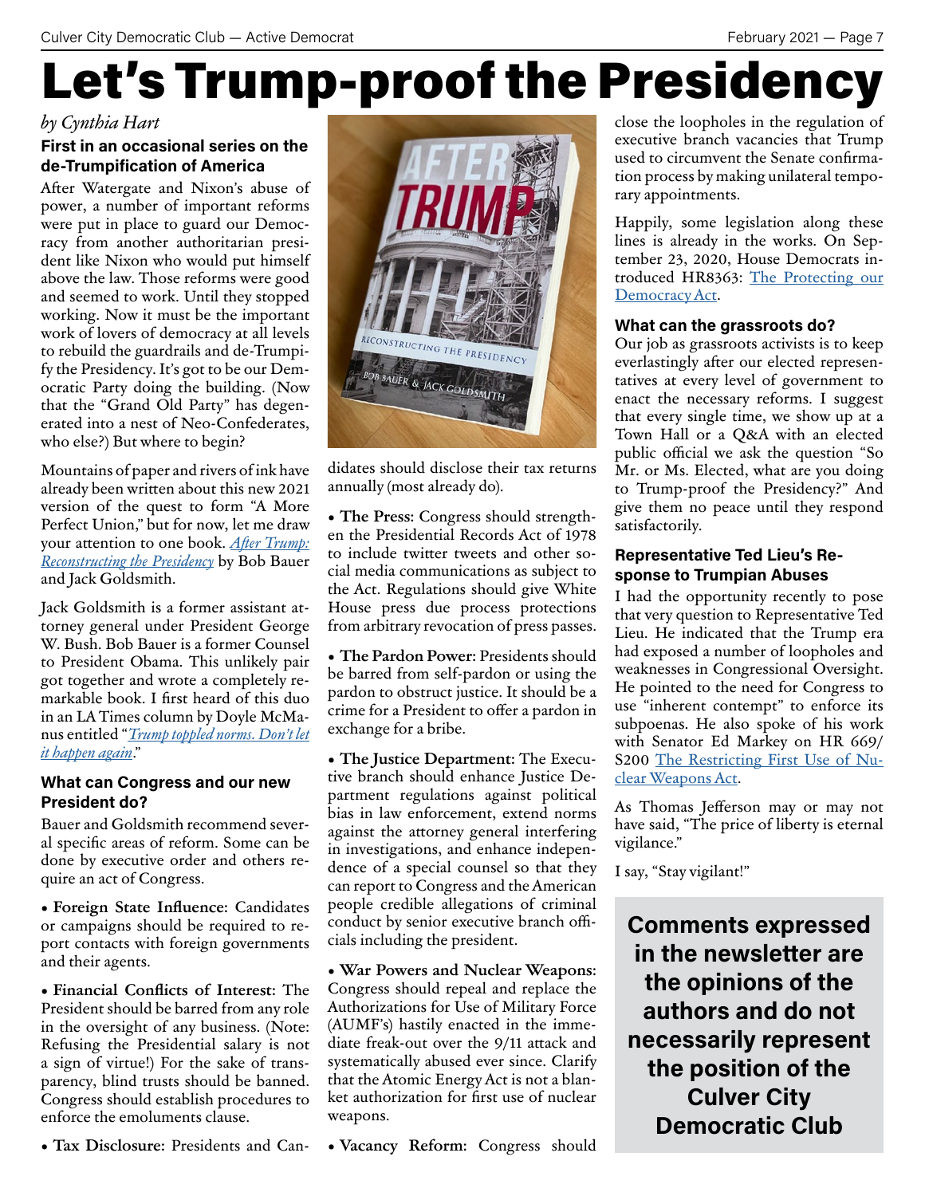# Let's Trump-proof the Presidency

*by Cynthia Hart*

### First in an occasional series on the de-Trumpification of America

After Watergate and Nixon's abuse of power, a number of important reforms were put in place to guard our Democracy from another authoritarian president like Nixon who would put himself above the law. Those reforms were good and seemed to work. Until they stopped working. Now it must be the important work of lovers of democracy at all levels to rebuild the guardrails and de-Trumpify the Presidency. It's got to be our Democratic Party doing the building. (Now that the "Grand Old Party" has degenerated into a nest of Neo-Confederates, who else?) But where to begin?

Mountains of paper and rivers of ink have already been written about this new 2021 version of the quest to form "A More Perfect Union," but for now, let me draw your attention to one book. *After Trump: Reconstructing the Presidency* by Bob Bauer and Jack Goldsmith.

Jack Goldsmith is a former assistant attorney general under President George W. Bush. Bob Bauer is a former Counsel to President Obama. This unlikely pair got together and wrote a completely remarkable book. I first heard of this duo in an LA Times column by Doyle McManus entitled "*Trump toppled norms. Don't let it happen again*."

### What can Congress and our new President do?

Bauer and Goldsmith recommend several specific areas of reform. Some can be done by executive order and others require an act of Congress.

- **Foreign State Influence:** Candidates or campaigns should be required to report contacts with foreign governments and their agents.
- **Financial Conflicts of Interest:** The President should be barred from any role in the oversight of any business. (Note: Refusing the Presidential salary is not a sign of virtue!) For the sake of transparency, blind trusts should be banned. Congress should establish procedures to enforce the emoluments clause.
- **Tax Disclosure:** Presidents and Candidates should disclose their tax returns annually (most already do).
- **The Press:** Congress should strengthen the Presidential Records Act of 1978 to include twitter tweets and other social media communications as subject to the Act. Regulations should give White House press due process protections from arbitrary revocation of press passes.
- **The Pardon Power:** Presidents should be barred from self-pardon or using the pardon to obstruct justice. It should be a crime for a President to offer a pardon in exchange for a bribe.
- **The Justice Department:** The Executive branch should enhance Justice Department regulations against political bias in law enforcement, extend norms against the attorney general interfering in investigations, and enhance independence of a special counsel so that they can report to Congress and the American people credible allegations of criminal conduct by senior executive branch officials including the president.
- **War Powers and Nuclear Weapons:** Congress should repeal and replace the Authorizations for Use of Military Force (AUMF's) hastily enacted in the immediate freak-out over the 9/11 attack and systematically abused ever since. Clarify that the Atomic Energy Act is not a blanket authorization for first use of nuclear weapons.
- **Vacancy Reform:** Congress should close the loopholes in the regulation of executive branch vacancies that Trump used to circumvent the Senate confirmation process by making unilateral temporary appointments.

Happily, some legislation along these lines is already in the works. On September 23, 2020, House Democrats introduced HR8363: The Protecting our Democracy Act.

### What can the grassroots do?

Our job as grassroots activists is to keep everlastingly after our elected representatives at every level of government to enact the necessary reforms. I suggest that every single time, we show up at a Town Hall or a Q&A with an elected public official we ask the question "So Mr. or Ms. Elected, what are you doing to Trump-proof the Presidency?" And give them no peace until they respond satisfactorily.

### Representative Ted Lieu's Response to Trumpian Abuses

I had the opportunity recently to pose that very question to Representative Ted Lieu. He indicated that the Trump era had exposed a number of loopholes and weaknesses in Congressional Oversight. He pointed to the need for Congress to use "inherent contempt" to enforce its subpoenas. He also spoke of his work with Senator Ed Markey on HR 669/S200 The Restricting First Use of Nuclear Weapons Act.

As Thomas Jefferson may or may not have said, "The price of liberty is eternal vigilance."

I say, "Stay vigilant!"

**Comments expressed in the newsletter are the opinions of the authors and do not necessarily represent the position of the Culver City Democratic Club**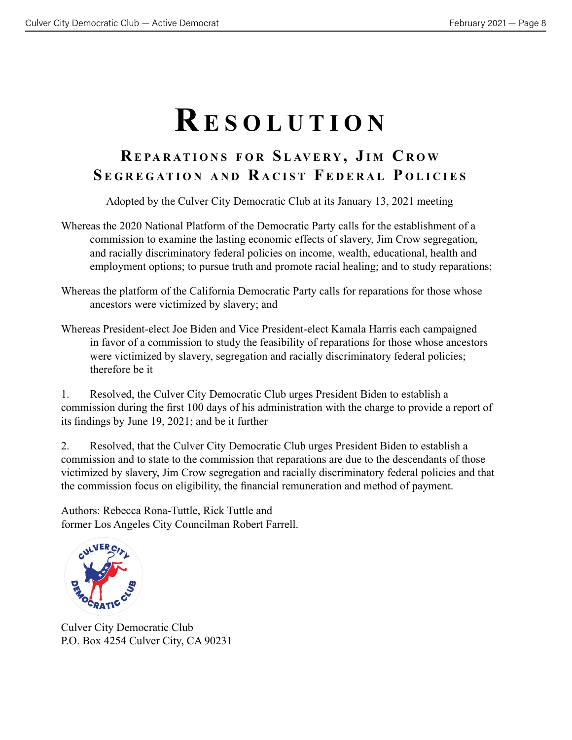# Resolution

## Reparations for Slavery, Jim Crow Segregation and Racist Federal Policies

Adopted by the Culver City Democratic Club at its January 13, 2021 meeting

Whereas the 2020 National Platform of the Democratic Party calls for the establishment of a commission to examine the lasting economic effects of slavery, Jim Crow segregation, and racially discriminatory federal policies on income, wealth, educational, health and employment options; to pursue truth and promote racial healing; and to study reparations;

Whereas the platform of the California Democratic Party calls for reparations for those whose ancestors were victimized by slavery; and

Whereas President-elect Joe Biden and Vice President-elect Kamala Harris each campaigned in favor of a commission to study the feasibility of reparations for those whose ancestors were victimized by slavery, segregation and racially discriminatory federal policies; therefore be it

1. Resolved, the Culver City Democratic Club urges President Biden to establish a commission during the first 100 days of his administration with the charge to provide a report of its findings by June 19, 2021; and be it further

2. Resolved, that the Culver City Democratic Club urges President Biden to establish a commission and to state to the commission that reparations are due to the descendants of those victimized by slavery, Jim Crow segregation and racially discriminatory federal policies and that the commission focus on eligibility, the financial remuneration and method of payment.

Authors: Rebecca Rona-Tuttle, Rick Tuttle and
former Los Angeles City Councilman Robert Farrell.

Culver City Democratic Club
P.O. Box 4254 Culver City, CA 90231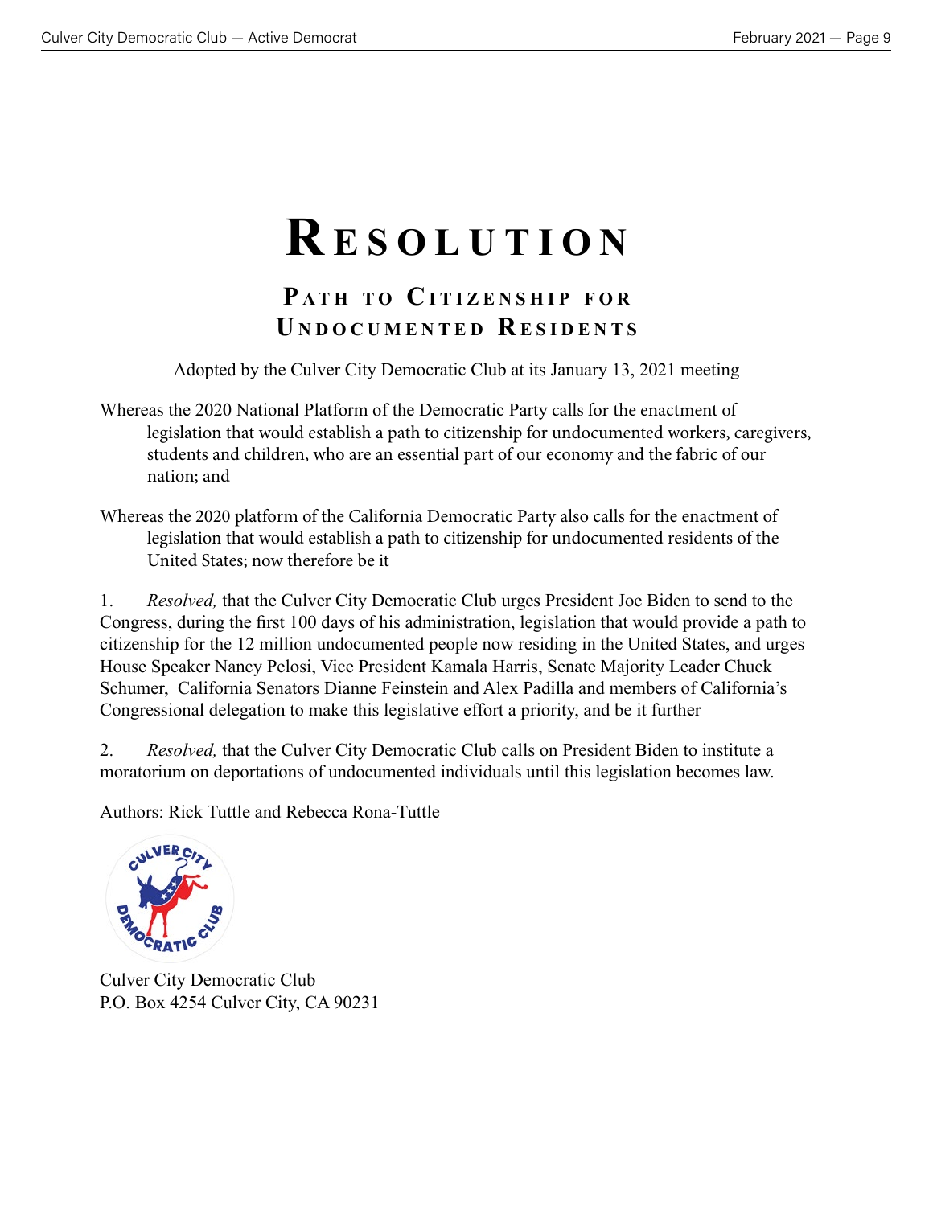# Resolution

## Path to Citizenship for Undocumented Residents

Adopted by the Culver City Democratic Club at its January 13, 2021 meeting

Whereas the 2020 National Platform of the Democratic Party calls for the enactment of legislation that would establish a path to citizenship for undocumented workers, caregivers, students and children, who are an essential part of our economy and the fabric of our nation; and

Whereas the 2020 platform of the California Democratic Party also calls for the enactment of legislation that would establish a path to citizenship for undocumented residents of the United States; now therefore be it

1. *Resolved,* that the Culver City Democratic Club urges President Joe Biden to send to the Congress, during the first 100 days of his administration, legislation that would provide a path to citizenship for the 12 million undocumented people now residing in the United States, and urges House Speaker Nancy Pelosi, Vice President Kamala Harris, Senate Majority Leader Chuck Schumer, California Senators Dianne Feinstein and Alex Padilla and members of California's Congressional delegation to make this legislative effort a priority, and be it further

2. *Resolved,* that the Culver City Democratic Club calls on President Biden to institute a moratorium on deportations of undocumented individuals until this legislation becomes law.

Authors: Rick Tuttle and Rebecca Rona-Tuttle

Culver City Democratic Club
P.O. Box 4254 Culver City, CA 90231